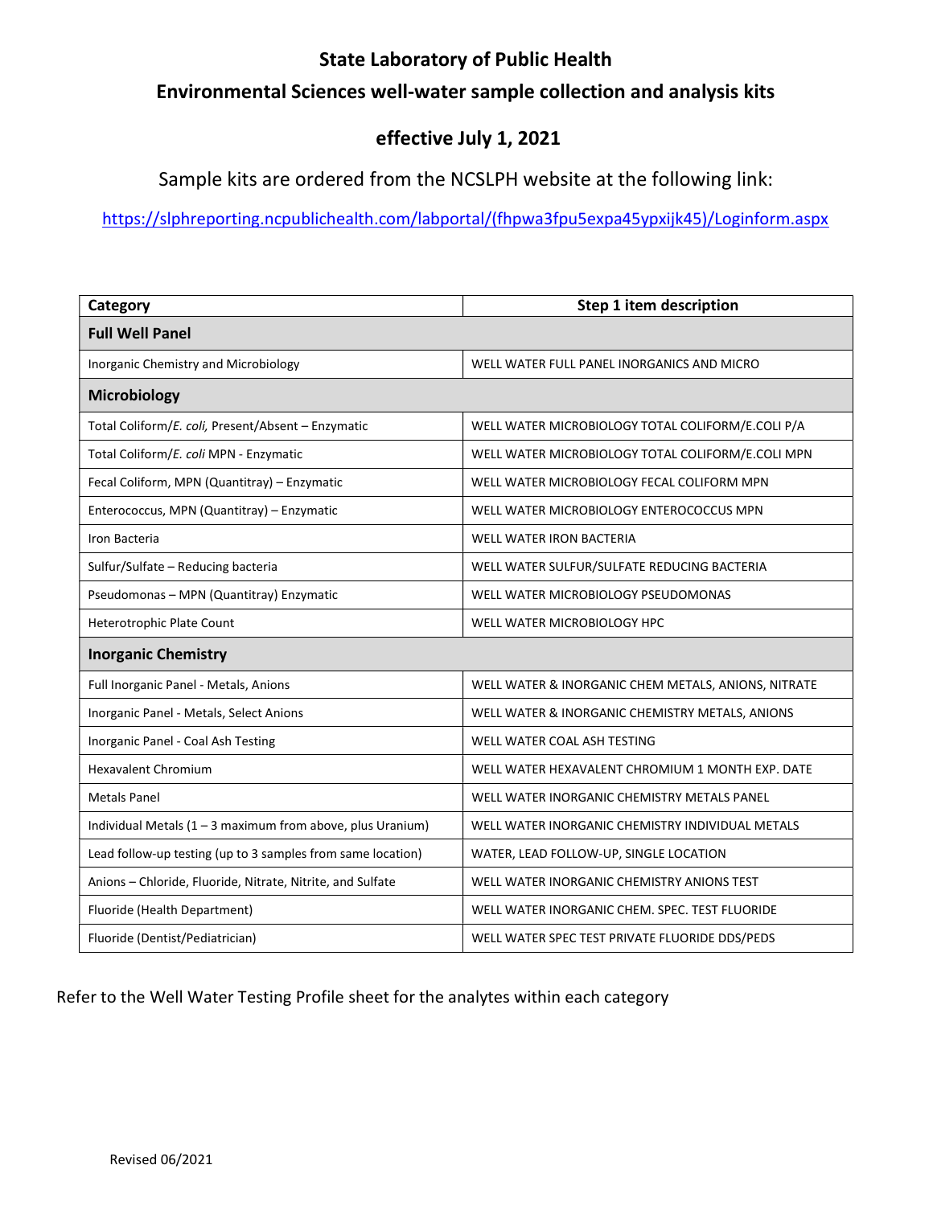# State Laboratory of Public Health

## Environmental Sciences well-water sample collection and analysis kits

### effective July 1, 2021

Sample kits are ordered from the NCSLPH website at the following link:

https://slphreporting.ncpublichealth.com/labportal/(fhpwa3fpu5expa45ypxijk45)/Loginform.aspx

| Category | Step 1 item description |
|---|---|
| **Full Well Panel** | |
| Inorganic Chemistry and Microbiology | WELL WATER FULL PANEL INORGANICS AND MICRO |
| **Microbiology** | |
| Total Coliform/*E. coli,* Present/Absent – Enzymatic | WELL WATER MICROBIOLOGY TOTAL COLIFORM/E.COLI P/A |
| Total Coliform/*E. coli* MPN - Enzymatic | WELL WATER MICROBIOLOGY TOTAL COLIFORM/E.COLI MPN |
| Fecal Coliform, MPN (Quantitray) – Enzymatic | WELL WATER MICROBIOLOGY FECAL COLIFORM MPN |
| Enterococcus, MPN (Quantitray) – Enzymatic | WELL WATER MICROBIOLOGY ENTEROCOCCUS MPN |
| Iron Bacteria | WELL WATER IRON BACTERIA |
| Sulfur/Sulfate – Reducing bacteria | WELL WATER SULFUR/SULFATE REDUCING BACTERIA |
| Pseudomonas – MPN (Quantitray) Enzymatic | WELL WATER MICROBIOLOGY PSEUDOMONAS |
| Heterotrophic Plate Count | WELL WATER MICROBIOLOGY HPC |
| **Inorganic Chemistry** | |
| Full Inorganic Panel - Metals, Anions | WELL WATER & INORGANIC CHEM METALS, ANIONS, NITRATE |
| Inorganic Panel - Metals, Select Anions | WELL WATER & INORGANIC CHEMISTRY METALS, ANIONS |
| Inorganic Panel - Coal Ash Testing | WELL WATER COAL ASH TESTING |
| Hexavalent Chromium | WELL WATER HEXAVALENT CHROMIUM 1 MONTH EXP. DATE |
| Metals Panel | WELL WATER INORGANIC CHEMISTRY METALS PANEL |
| Individual Metals (1 – 3 maximum from above, plus Uranium) | WELL WATER INORGANIC CHEMISTRY INDIVIDUAL METALS |
| Lead follow-up testing (up to 3 samples from same location) | WATER, LEAD FOLLOW-UP, SINGLE LOCATION |
| Anions – Chloride, Fluoride, Nitrate, Nitrite, and Sulfate | WELL WATER INORGANIC CHEMISTRY ANIONS TEST |
| Fluoride (Health Department) | WELL WATER INORGANIC CHEM. SPEC. TEST FLUORIDE |
| Fluoride (Dentist/Pediatrician) | WELL WATER SPEC TEST PRIVATE FLUORIDE DDS/PEDS |

Refer to the Well Water Testing Profile sheet for the analytes within each category

Revised 06/2021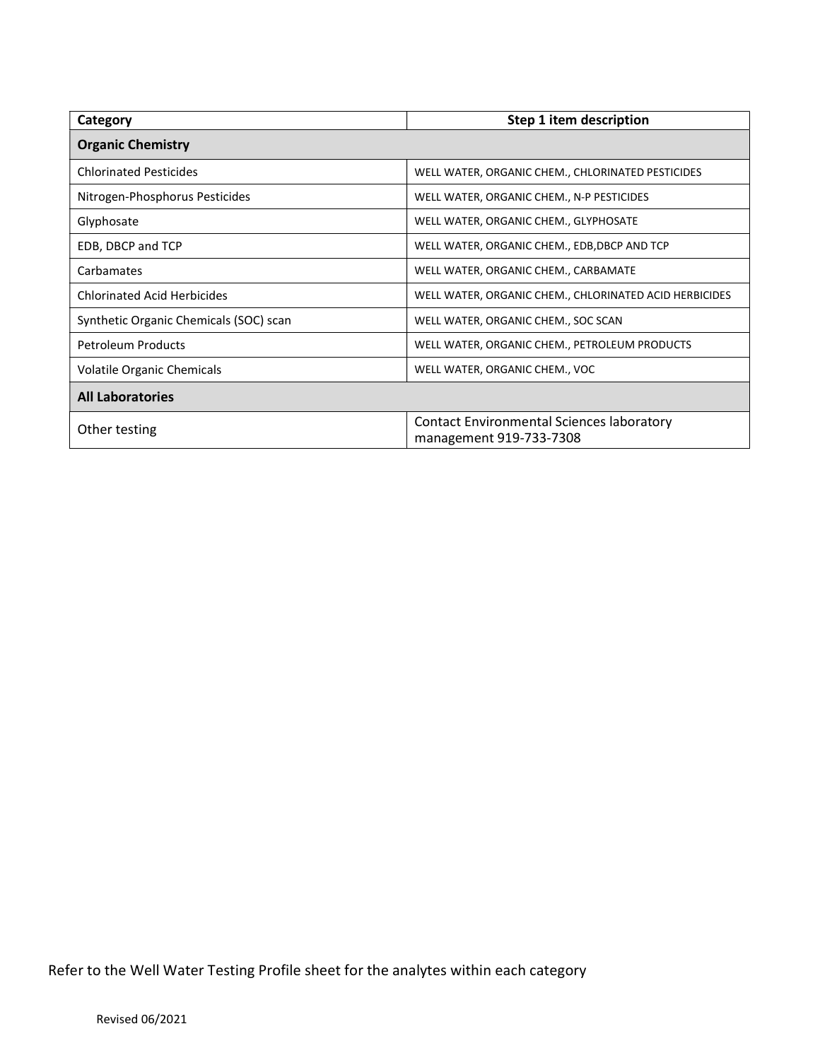| Category | Step 1 item description |
|---|---|
| **Organic Chemistry** | |
| Chlorinated Pesticides | WELL WATER, ORGANIC CHEM., CHLORINATED PESTICIDES |
| Nitrogen-Phosphorus Pesticides | WELL WATER, ORGANIC CHEM., N-P PESTICIDES |
| Glyphosate | WELL WATER, ORGANIC CHEM., GLYPHOSATE |
| EDB, DBCP and TCP | WELL WATER, ORGANIC CHEM., EDB,DBCP AND TCP |
| Carbamates | WELL WATER, ORGANIC CHEM., CARBAMATE |
| Chlorinated Acid Herbicides | WELL WATER, ORGANIC CHEM., CHLORINATED ACID HERBICIDES |
| Synthetic Organic Chemicals (SOC) scan | WELL WATER, ORGANIC CHEM., SOC SCAN |
| Petroleum Products | WELL WATER, ORGANIC CHEM., PETROLEUM PRODUCTS |
| Volatile Organic Chemicals | WELL WATER, ORGANIC CHEM., VOC |
| **All Laboratories** | |
| Other testing | Contact Environmental Sciences laboratory management 919-733-7308 |

Refer to the Well Water Testing Profile sheet for the analytes within each category

Revised 06/2021